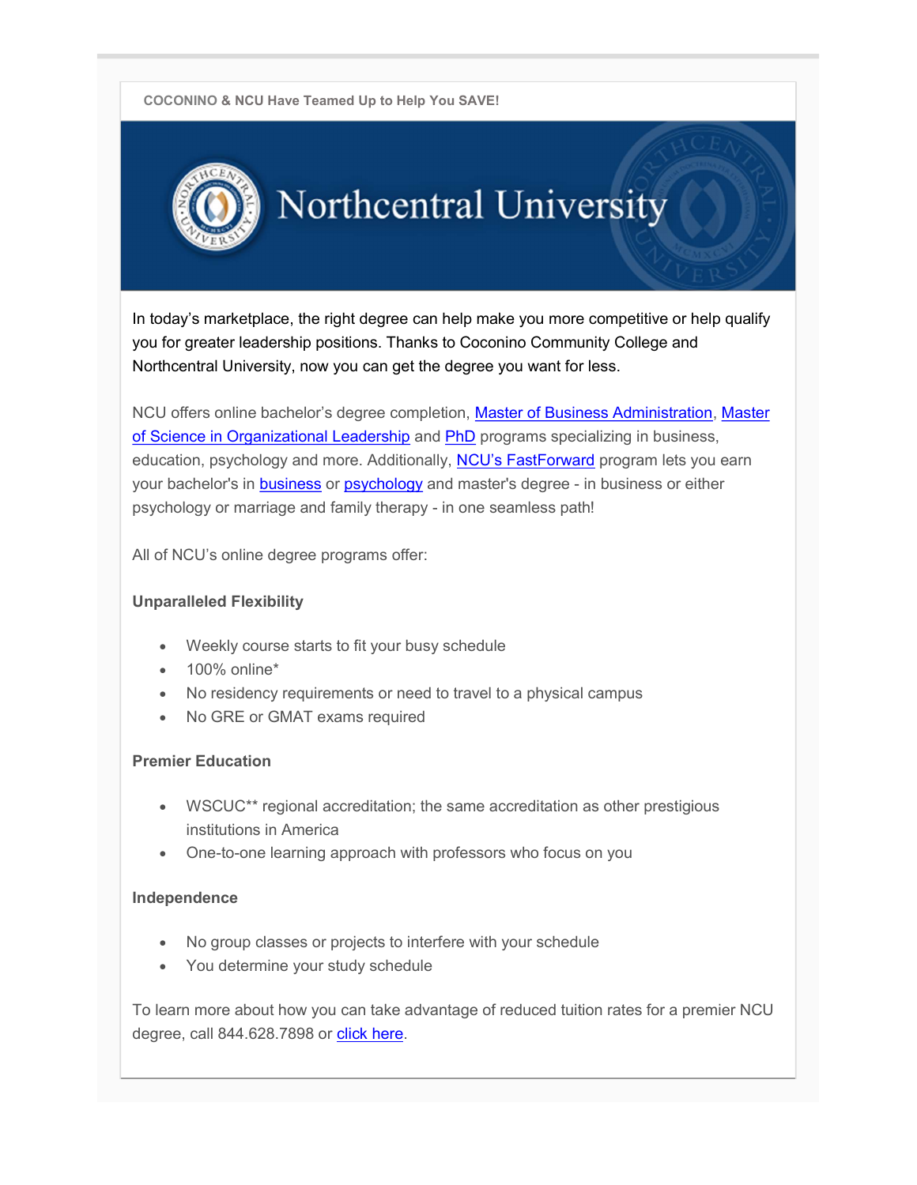COCONINO & NCU Have Teamed Up to Help You SAVE!

Northcentral University

In today's marketplace, the right degree can help make you more competitive or help qualify you for greater leadership positions. Thanks to Coconino Community College and Northcentral University, now you can get the degree you want for less.

NCU offers online bachelor's degree completion, Master of Business Administration, Master of Science in Organizational Leadership and PhD programs specializing in business, education, psychology and more. Additionally, NCU's FastForward program lets you earn your bachelor's in business or psychology and master's degree - in business or either psychology or marriage and family therapy - in one seamless path!

All of NCU's online degree programs offer:

**Unparalleled Flexibility**

- Weekly course starts to fit your busy schedule
- 100% online*
- No residency requirements or need to travel to a physical campus
- No GRE or GMAT exams required

**Premier Education**

- WSCUC** regional accreditation; the same accreditation as other prestigious institutions in America
- One-to-one learning approach with professors who focus on you

**Independence**

- No group classes or projects to interfere with your schedule
- You determine your study schedule

To learn more about how you can take advantage of reduced tuition rates for a premier NCU degree, call 844.628.7898 or click here.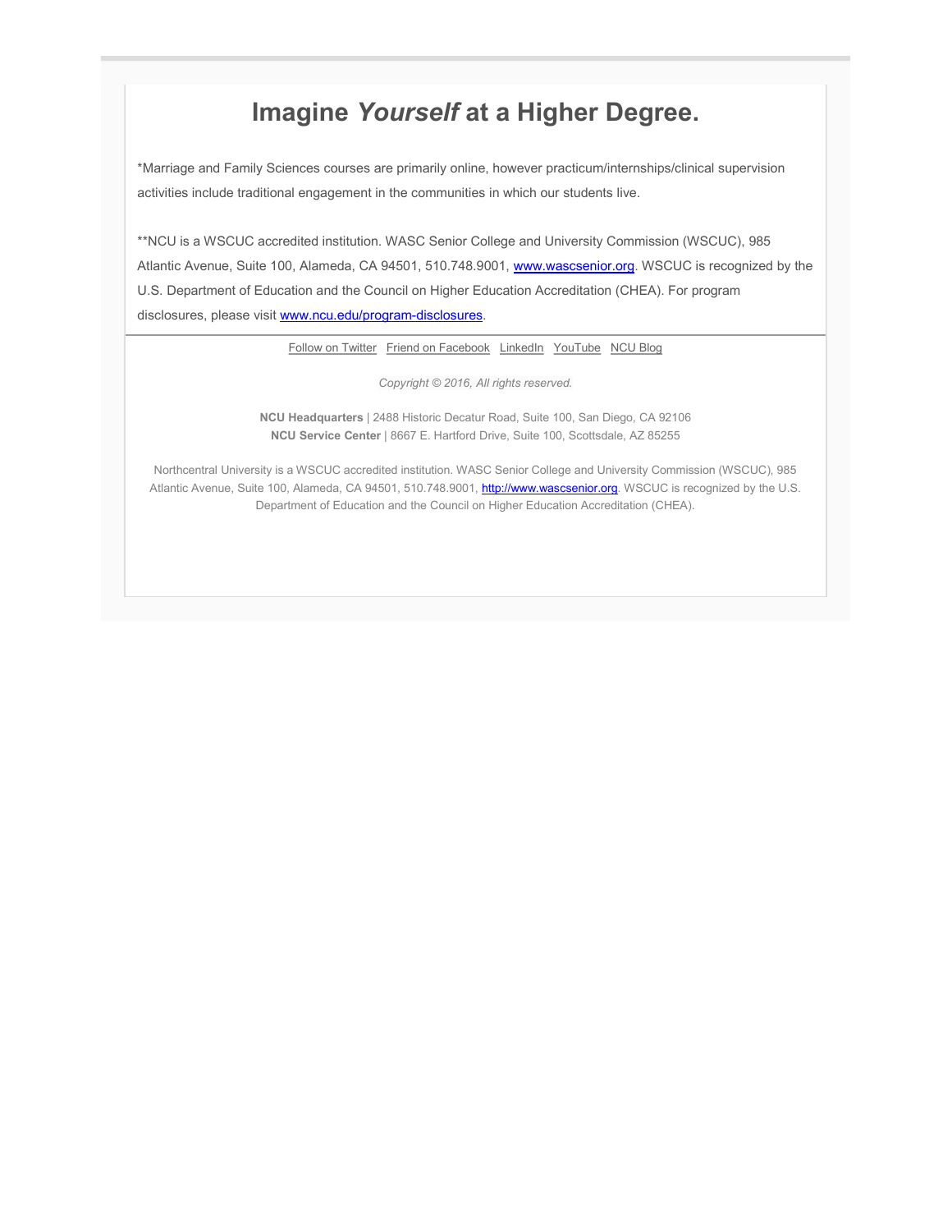# Imagine *Yourself* at a Higher Degree.

*Marriage and Family Sciences courses are primarily online, however practicum/internships/clinical supervision activities include traditional engagement in the communities in which our students live.

**NCU is a WSCUC accredited institution. WASC Senior College and University Commission (WSCUC), 985 Atlantic Avenue, Suite 100, Alameda, CA 94501, 510.748.9001, www.wascsenior.org. WSCUC is recognized by the U.S. Department of Education and the Council on Higher Education Accreditation (CHEA). For program disclosures, please visit www.ncu.edu/program-disclosures.

---

Follow on Twitter   Friend on Facebook   LinkedIn   YouTube   NCU Blog

*Copyright © 2016, All rights reserved.*

**NCU Headquarters** | 2488 Historic Decatur Road, Suite 100, San Diego, CA 92106
**NCU Service Center** | 8667 E. Hartford Drive, Suite 100, Scottsdale, AZ 85255

Northcentral University is a WSCUC accredited institution. WASC Senior College and University Commission (WSCUC), 985 Atlantic Avenue, Suite 100, Alameda, CA 94501, 510.748.9001, http://www.wascsenior.org. WSCUC is recognized by the U.S. Department of Education and the Council on Higher Education Accreditation (CHEA).